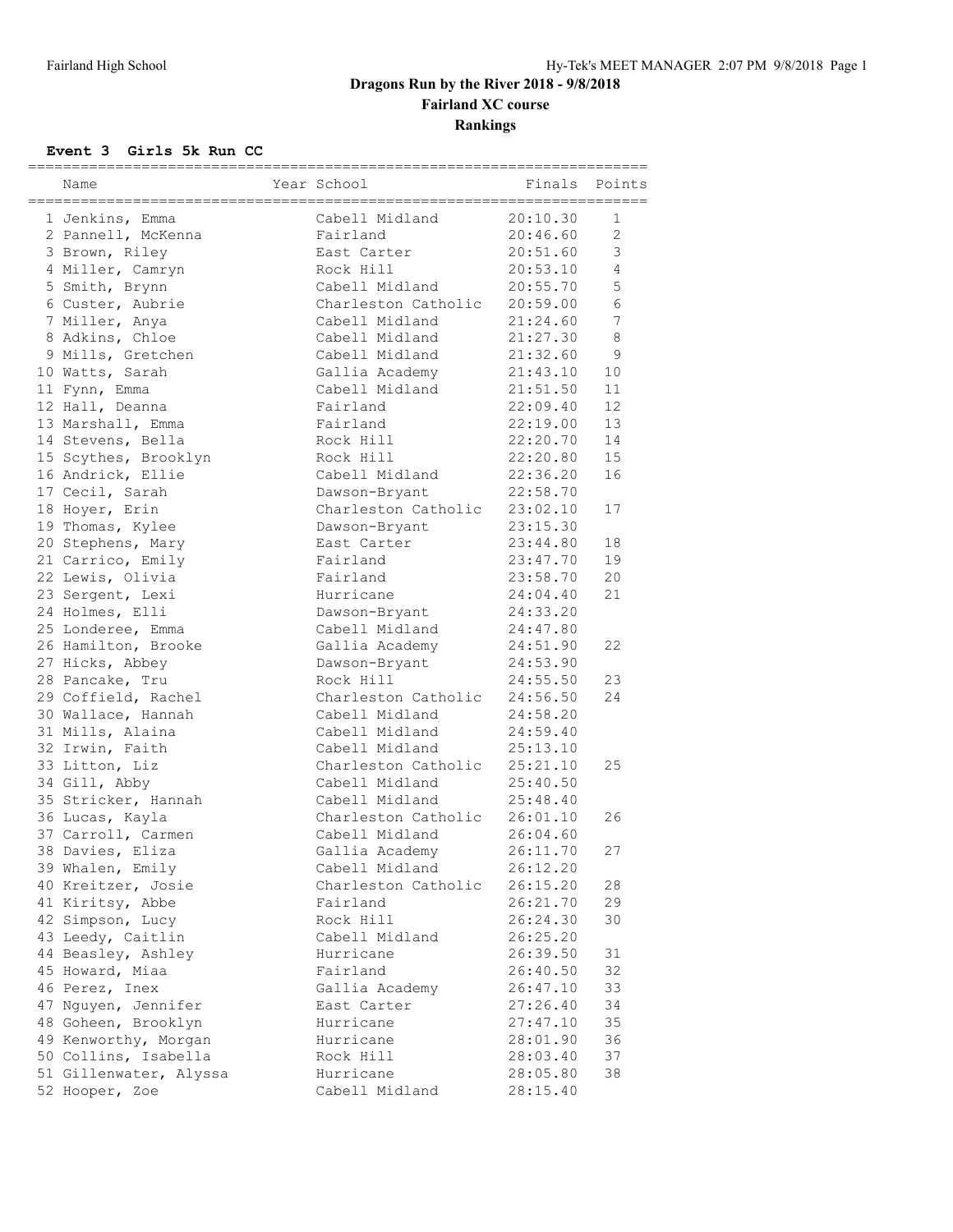# Dragons Run by the River 2018 - 9/8/2018

## Fairland XC course

## Rankings

### Event 3 Girls 5k Run CC

| | Name | Year | School | Finals | Points |
|---|---|---|---|---|---|
| 1 | Jenkins, Emma | | Cabell Midland | 20:10.30 | 1 |
| 2 | Pannell, McKenna | | Fairland | 20:46.60 | 2 |
| 3 | Brown, Riley | | East Carter | 20:51.60 | 3 |
| 4 | Miller, Camryn | | Rock Hill | 20:53.10 | 4 |
| 5 | Smith, Brynn | | Cabell Midland | 20:55.70 | 5 |
| 6 | Custer, Aubrie | | Charleston Catholic | 20:59.00 | 6 |
| 7 | Miller, Anya | | Cabell Midland | 21:24.60 | 7 |
| 8 | Adkins, Chloe | | Cabell Midland | 21:27.30 | 8 |
| 9 | Mills, Gretchen | | Cabell Midland | 21:32.60 | 9 |
| 10 | Watts, Sarah | | Gallia Academy | 21:43.10 | 10 |
| 11 | Fynn, Emma | | Cabell Midland | 21:51.50 | 11 |
| 12 | Hall, Deanna | | Fairland | 22:09.40 | 12 |
| 13 | Marshall, Emma | | Fairland | 22:19.00 | 13 |
| 14 | Stevens, Bella | | Rock Hill | 22:20.70 | 14 |
| 15 | Scythes, Brooklyn | | Rock Hill | 22:20.80 | 15 |
| 16 | Andrick, Ellie | | Cabell Midland | 22:36.20 | 16 |
| 17 | Cecil, Sarah | | Dawson-Bryant | 22:58.70 | |
| 18 | Hoyer, Erin | | Charleston Catholic | 23:02.10 | 17 |
| 19 | Thomas, Kylee | | Dawson-Bryant | 23:15.30 | |
| 20 | Stephens, Mary | | East Carter | 23:44.80 | 18 |
| 21 | Carrico, Emily | | Fairland | 23:47.70 | 19 |
| 22 | Lewis, Olivia | | Fairland | 23:58.70 | 20 |
| 23 | Sergent, Lexi | | Hurricane | 24:04.40 | 21 |
| 24 | Holmes, Elli | | Dawson-Bryant | 24:33.20 | |
| 25 | Londeree, Emma | | Cabell Midland | 24:47.80 | |
| 26 | Hamilton, Brooke | | Gallia Academy | 24:51.90 | 22 |
| 27 | Hicks, Abbey | | Dawson-Bryant | 24:53.90 | |
| 28 | Pancake, Tru | | Rock Hill | 24:55.50 | 23 |
| 29 | Coffield, Rachel | | Charleston Catholic | 24:56.50 | 24 |
| 30 | Wallace, Hannah | | Cabell Midland | 24:58.20 | |
| 31 | Mills, Alaina | | Cabell Midland | 24:59.40 | |
| 32 | Irwin, Faith | | Cabell Midland | 25:13.10 | |
| 33 | Litton, Liz | | Charleston Catholic | 25:21.10 | 25 |
| 34 | Gill, Abby | | Cabell Midland | 25:40.50 | |
| 35 | Stricker, Hannah | | Cabell Midland | 25:48.40 | |
| 36 | Lucas, Kayla | | Charleston Catholic | 26:01.10 | 26 |
| 37 | Carroll, Carmen | | Cabell Midland | 26:04.60 | |
| 38 | Davies, Eliza | | Gallia Academy | 26:11.70 | 27 |
| 39 | Whalen, Emily | | Cabell Midland | 26:12.20 | |
| 40 | Kreitzer, Josie | | Charleston Catholic | 26:15.20 | 28 |
| 41 | Kiritsy, Abbe | | Fairland | 26:21.70 | 29 |
| 42 | Simpson, Lucy | | Rock Hill | 26:24.30 | 30 |
| 43 | Leedy, Caitlin | | Cabell Midland | 26:25.20 | |
| 44 | Beasley, Ashley | | Hurricane | 26:39.50 | 31 |
| 45 | Howard, Miaa | | Fairland | 26:40.50 | 32 |
| 46 | Perez, Inex | | Gallia Academy | 26:47.10 | 33 |
| 47 | Nguyen, Jennifer | | East Carter | 27:26.40 | 34 |
| 48 | Goheen, Brooklyn | | Hurricane | 27:47.10 | 35 |
| 49 | Kenworthy, Morgan | | Hurricane | 28:01.90 | 36 |
| 50 | Collins, Isabella | | Rock Hill | 28:03.40 | 37 |
| 51 | Gillenwater, Alyssa | | Hurricane | 28:05.80 | 38 |
| 52 | Hooper, Zoe | | Cabell Midland | 28:15.40 | |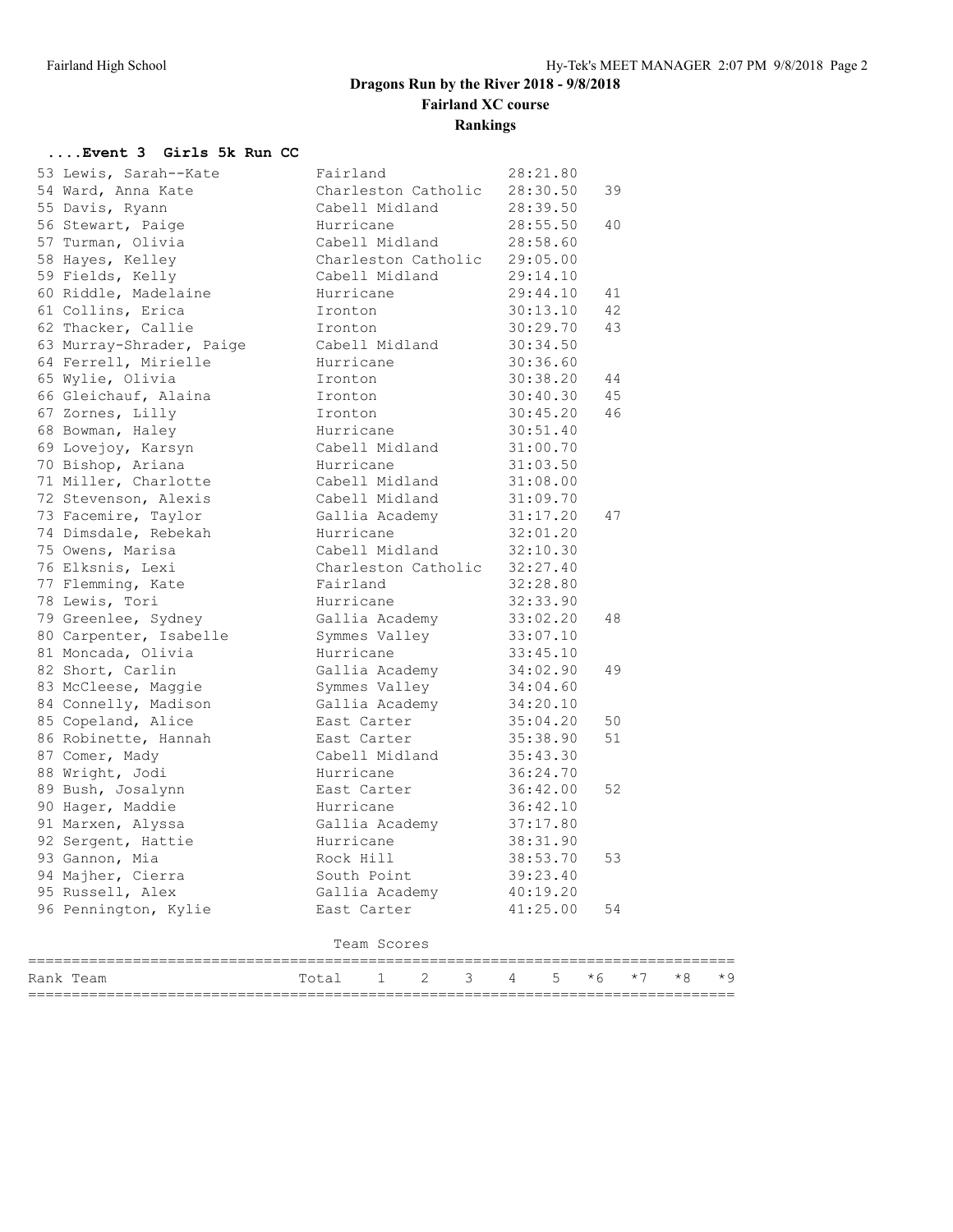# Dragons Run by the River 2018 - 9/8/2018

## Fairland XC course

## Rankings

### ....Event 3 Girls 5k Run CC

| Place | Name | Team | Time | Points |
|---|---|---|---|---|
| 53 | Lewis, Sarah--Kate | Fairland | 28:21.80 | |
| 54 | Ward, Anna Kate | Charleston Catholic | 28:30.50 | 39 |
| 55 | Davis, Ryann | Cabell Midland | 28:39.50 | |
| 56 | Stewart, Paige | Hurricane | 28:55.50 | 40 |
| 57 | Turman, Olivia | Cabell Midland | 28:58.60 | |
| 58 | Hayes, Kelley | Charleston Catholic | 29:05.00 | |
| 59 | Fields, Kelly | Cabell Midland | 29:14.10 | |
| 60 | Riddle, Madelaine | Hurricane | 29:44.10 | 41 |
| 61 | Collins, Erica | Ironton | 30:13.10 | 42 |
| 62 | Thacker, Callie | Ironton | 30:29.70 | 43 |
| 63 | Murray-Shrader, Paige | Cabell Midland | 30:34.50 | |
| 64 | Ferrell, Mirielle | Hurricane | 30:36.60 | |
| 65 | Wylie, Olivia | Ironton | 30:38.20 | 44 |
| 66 | Gleichauf, Alaina | Ironton | 30:40.30 | 45 |
| 67 | Zornes, Lilly | Ironton | 30:45.20 | 46 |
| 68 | Bowman, Haley | Hurricane | 30:51.40 | |
| 69 | Lovejoy, Karsyn | Cabell Midland | 31:00.70 | |
| 70 | Bishop, Ariana | Hurricane | 31:03.50 | |
| 71 | Miller, Charlotte | Cabell Midland | 31:08.00 | |
| 72 | Stevenson, Alexis | Cabell Midland | 31:09.70 | |
| 73 | Facemire, Taylor | Gallia Academy | 31:17.20 | 47 |
| 74 | Dimsdale, Rebekah | Hurricane | 32:01.20 | |
| 75 | Owens, Marisa | Cabell Midland | 32:10.30 | |
| 76 | Elksnis, Lexi | Charleston Catholic | 32:27.40 | |
| 77 | Flemming, Kate | Fairland | 32:28.80 | |
| 78 | Lewis, Tori | Hurricane | 32:33.90 | |
| 79 | Greenlee, Sydney | Gallia Academy | 33:02.20 | 48 |
| 80 | Carpenter, Isabelle | Symmes Valley | 33:07.10 | |
| 81 | Moncada, Olivia | Hurricane | 33:45.10 | |
| 82 | Short, Carlin | Gallia Academy | 34:02.90 | 49 |
| 83 | McCleese, Maggie | Symmes Valley | 34:04.60 | |
| 84 | Connelly, Madison | Gallia Academy | 34:20.10 | |
| 85 | Copeland, Alice | East Carter | 35:04.20 | 50 |
| 86 | Robinette, Hannah | East Carter | 35:38.90 | 51 |
| 87 | Comer, Mady | Cabell Midland | 35:43.30 | |
| 88 | Wright, Jodi | Hurricane | 36:24.70 | |
| 89 | Bush, Josalynn | East Carter | 36:42.00 | 52 |
| 90 | Hager, Maddie | Hurricane | 36:42.10 | |
| 91 | Marxen, Alyssa | Gallia Academy | 37:17.80 | |
| 92 | Sergent, Hattie | Hurricane | 38:31.90 | |
| 93 | Gannon, Mia | Rock Hill | 38:53.70 | 53 |
| 94 | Majher, Cierra | South Point | 39:23.40 | |
| 95 | Russell, Alex | Gallia Academy | 40:19.20 | |
| 96 | Pennington, Kylie | East Carter | 41:25.00 | 54 |

Team Scores

| Rank Team | Total | 1 | 2 | 3 | 4 | 5 | *6 | *7 | *8 | *9 |
|---|---|---|---|---|---|---|---|---|---|---|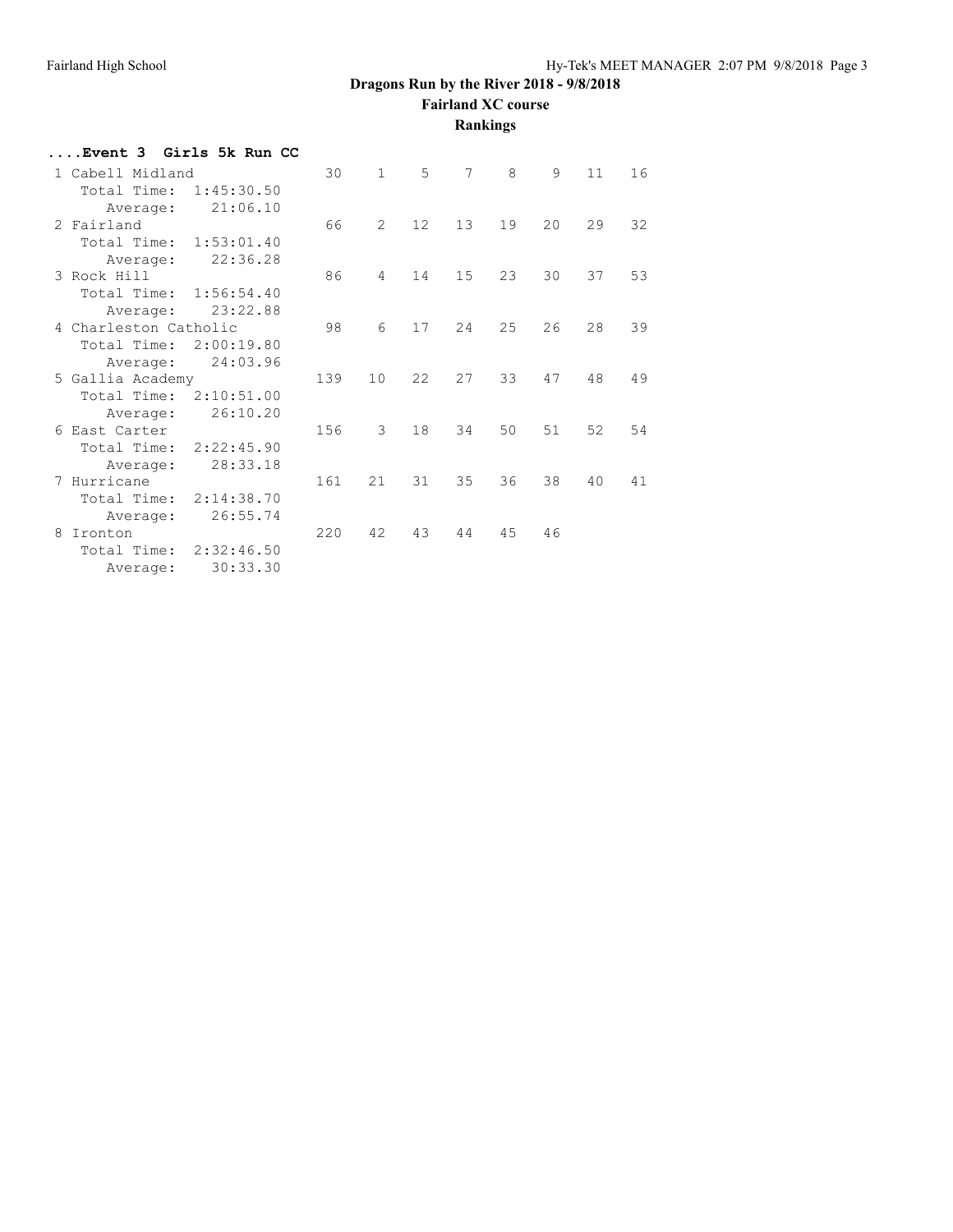# Dragons Run by the River 2018 - 9/8/2018

## Fairland XC course

## Rankings

### ....Event 3 Girls 5k Run CC

| | | | | | | | | | |
|---|---|---|---|---|---|---|---|---|---|
| 1 Cabell Midland | 30 | 1 | 5 | 7 | 8 | 9 | 11 | 16 | |
| Total Time: 1:45:30.50 | | | | | | | | | |
| Average: 21:06.10 | | | | | | | | | |
| 2 Fairland | 66 | 2 | 12 | 13 | 19 | 20 | 29 | 32 | |
| Total Time: 1:53:01.40 | | | | | | | | | |
| Average: 22:36.28 | | | | | | | | | |
| 3 Rock Hill | 86 | 4 | 14 | 15 | 23 | 30 | 37 | 53 | |
| Total Time: 1:56:54.40 | | | | | | | | | |
| Average: 23:22.88 | | | | | | | | | |
| 4 Charleston Catholic | 98 | 6 | 17 | 24 | 25 | 26 | 28 | 39 | |
| Total Time: 2:00:19.80 | | | | | | | | | |
| Average: 24:03.96 | | | | | | | | | |
| 5 Gallia Academy | 139 | 10 | 22 | 27 | 33 | 47 | 48 | 49 | |
| Total Time: 2:10:51.00 | | | | | | | | | |
| Average: 26:10.20 | | | | | | | | | |
| 6 East Carter | 156 | 3 | 18 | 34 | 50 | 51 | 52 | 54 | |
| Total Time: 2:22:45.90 | | | | | | | | | |
| Average: 28:33.18 | | | | | | | | | |
| 7 Hurricane | 161 | 21 | 31 | 35 | 36 | 38 | 40 | 41 | |
| Total Time: 2:14:38.70 | | | | | | | | | |
| Average: 26:55.74 | | | | | | | | | |
| 8 Ironton | 220 | 42 | 43 | 44 | 45 | 46 | | | |
| Total Time: 2:32:46.50 | | | | | | | | | |
| Average: 30:33.30 | | | | | | | | | |